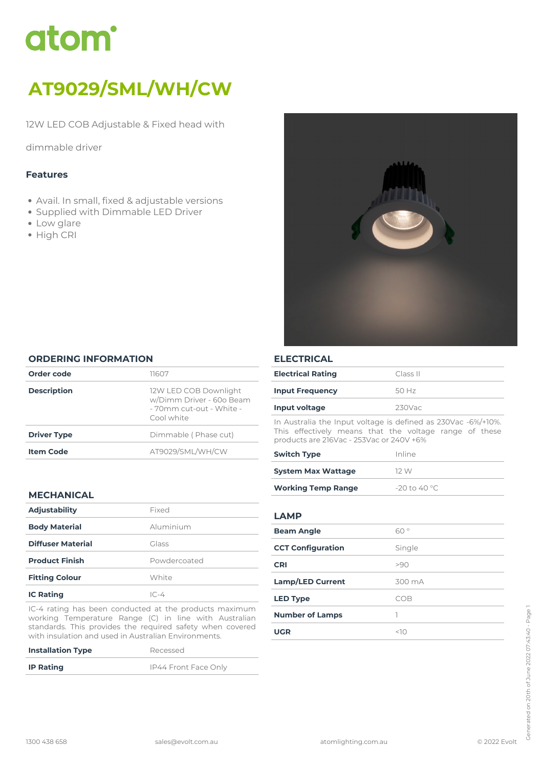# atom

# AT9029/SML/WH/CW

12W LED COB Adjustable & Fixed head with

dimmable driver

### Features

- Avail. In small, fixed & adjustable versions
- Supplied with Dimmable LED Driver
- Low glare
- High CRI

## ORDERING INFORMATION

| | |
|---|---|
| **Order code** | 11607 |
| **Description** | 12W LED COB Downlight w/Dimm Driver - 60o Beam - 70mm cut-out - White - Cool white |
| **Driver Type** | Dimmable ( Phase cut) |
| **Item Code** | AT9029/SML/WH/CW |

## MECHANICAL

| | |
|---|---|
| **Adjustability** | Fixed |
| **Body Material** | Aluminium |
| **Diffuser Material** | Glass |
| **Product Finish** | Powdercoated |
| **Fitting Colour** | White |
| **IC Rating** | IC-4 |

IC-4 rating has been conducted at the products maximum working Temperature Range (C) in line with Australian standards. This provides the required safety when covered with insulation and used in Australian Environments.

| | |
|---|---|
| **Installation Type** | Recessed |
| **IP Rating** | IP44 Front Face Only |

## ELECTRICAL

| | |
|---|---|
| **Electrical Rating** | Class II |
| **Input Frequency** | 50 Hz |
| **Input voltage** | 230Vac |

In Australia the Input voltage is defined as 230Vac -6%/+10%. This effectively means that the voltage range of these products are 216Vac - 253Vac or 240V +6%

| | |
|---|---|
| **Switch Type** | Inline |
| **System Max Wattage** | 12 W |
| **Working Temp Range** | -20 to 40 °C |

## LAMP

| | |
|---|---|
| **Beam Angle** | 60 ° |
| **CCT Configuration** | Single |
| **CRI** | >90 |
| **Lamp/LED Current** | 300 mA |
| **LED Type** | COB |
| **Number of Lamps** | 1 |
| **UGR** | <10 |

1300 438 658 sales@evolt.com.au atomlighting.com.au © 2022 Evolt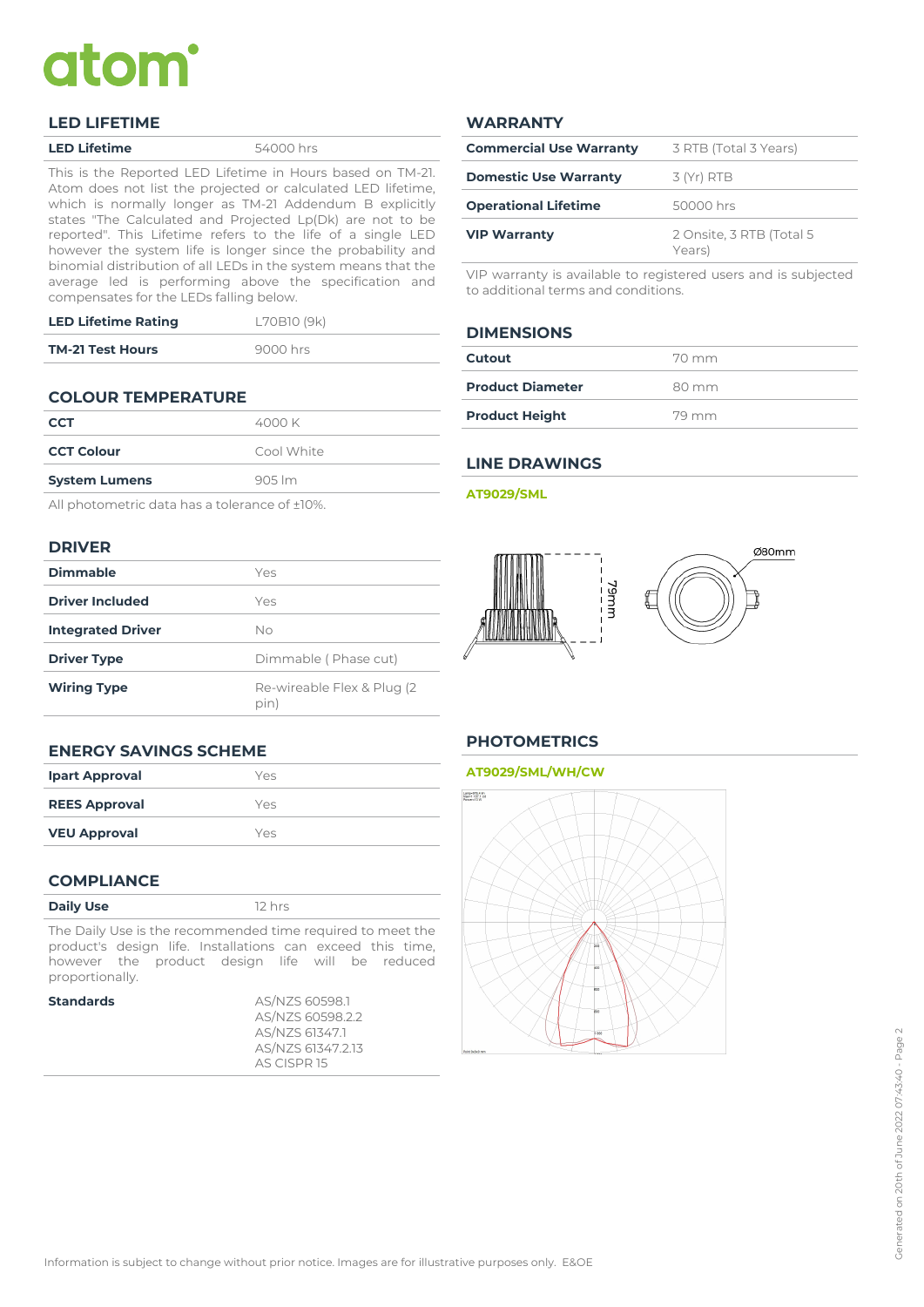atom

## LED LIFETIME

| | |
|---|---|
| **LED Lifetime** | 54000 hrs |

This is the Reported LED Lifetime in Hours based on TM-21. Atom does not list the projected or calculated LED lifetime, which is normally longer as TM-21 Addendum B explicitly states "The Calculated and Projected Lp(Dk) are not to be reported". This Lifetime refers to the life of a single LED however the system life is longer since the probability and binomial distribution of all LEDs in the system means that the average led is performing above the specification and compensates for the LEDs falling below.

| | |
|---|---|
| **LED Lifetime Rating** | L70B10 (9k) |
| **TM-21 Test Hours** | 9000 hrs |

## COLOUR TEMPERATURE

| | |
|---|---|
| **CCT** | 4000 K |
| **CCT Colour** | Cool White |
| **System Lumens** | 905 lm |

All photometric data has a tolerance of ±10%.

## DRIVER

| | |
|---|---|
| **Dimmable** | Yes |
| **Driver Included** | Yes |
| **Integrated Driver** | No |
| **Driver Type** | Dimmable ( Phase cut) |
| **Wiring Type** | Re-wireable Flex & Plug (2 pin) |

## ENERGY SAVINGS SCHEME

| | |
|---|---|
| **Ipart Approval** | Yes |
| **REES Approval** | Yes |
| **VEU Approval** | Yes |

## COMPLIANCE

| | |
|---|---|
| **Daily Use** | 12 hrs |

The Daily Use is the recommended time required to meet the product's design life. Installations can exceed this time, however the product design life will be reduced proportionally.

| | |
|---|---|
| **Standards** | AS/NZS 60598.1<br>AS/NZS 60598.2.2<br>AS/NZS 61347.1<br>AS/NZS 61347.2.13<br>AS CISPR 15 |

## WARRANTY

| | |
|---|---|
| **Commercial Use Warranty** | 3 RTB (Total 3 Years) |
| **Domestic Use Warranty** | 3 (Yr) RTB |
| **Operational Lifetime** | 50000 hrs |
| **VIP Warranty** | 2 Onsite, 3 RTB (Total 5 Years) |

VIP warranty is available to registered users and is subjected to additional terms and conditions.

## DIMENSIONS

| | |
|---|---|
| **Cutout** | 70 mm |
| **Product Diameter** | 80 mm |
| **Product Height** | 79 mm |

## LINE DRAWINGS

**AT9029/SML**

79mm

Ø80mm

## PHOTOMETRICS

**AT9029/SML/WH/CW**

Information is subject to change without prior notice. Images are for illustrative purposes only. E&OE